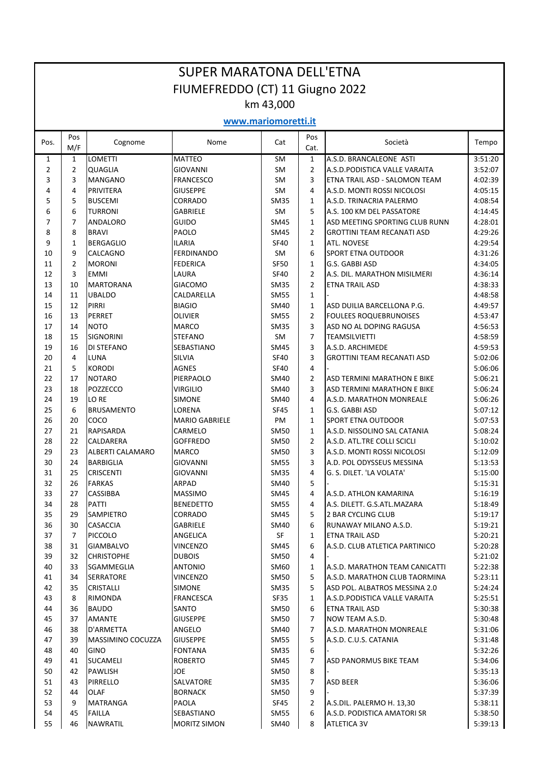# SUPER MARATONA DELL'ETNA

## FIUMEFREDDO (CT) 11 Giugno 2022

### km 43,000

**www.mariomoretti.it**

| Pos. | Pos M/F | Cognome | Nome | Cat | Pos Cat. | Società | Tempo |
|---|---|---|---|---|---|---|---|
| 1 | 1 | LOMETTI | MATTEO | SM | 1 | A.S.D. BRANCALEONE ASTI | 3:51:20 |
| 2 | 2 | QUAGLIA | GIOVANNI | SM | 2 | A.S.D.PODISTICA VALLE VARAITA | 3:52:07 |
| 3 | 3 | MANGANO | FRANCESCO | SM | 3 | ETNA TRAIL ASD - SALOMON TEAM | 4:02:39 |
| 4 | 4 | PRIVITERA | GIUSEPPE | SM | 4 | A.S.D. MONTI ROSSI NICOLOSI | 4:05:15 |
| 5 | 5 | BUSCEMI | CORRADO | SM35 | 1 | A.S.D. TRINACRIA PALERMO | 4:08:54 |
| 6 | 6 | TURRONI | GABRIELE | SM | 5 | A.S. 100 KM DEL PASSATORE | 4:14:45 |
| 7 | 7 | ANDALORO | GUIDO | SM45 | 1 | ASD MEETING SPORTING CLUB RUNN | 4:28:01 |
| 8 | 8 | BRAVI | PAOLO | SM45 | 2 | GROTTINI TEAM RECANATI ASD | 4:29:26 |
| 9 | 1 | BERGAGLIO | ILARIA | SF40 | 1 | ATL. NOVESE | 4:29:54 |
| 10 | 9 | CALCAGNO | FERDINANDO | SM | 6 | SPORT ETNA OUTDOOR | 4:31:26 |
| 11 | 2 | MORONI | FEDERICA | SF50 | 1 | G.S. GABBI ASD | 4:34:05 |
| 12 | 3 | EMMI | LAURA | SF40 | 2 | A.S. DIL. MARATHON MISILMERI | 4:36:14 |
| 13 | 10 | MARTORANA | GIACOMO | SM35 | 2 | ETNA TRAIL ASD | 4:38:33 |
| 14 | 11 | UBALDO | CALDARELLA | SM55 | 1 | - | 4:48:58 |
| 15 | 12 | PIRRI | BIAGIO | SM40 | 1 | ASD DUILIA BARCELLONA P.G. | 4:49:57 |
| 16 | 13 | PERRET | OLIVIER | SM55 | 2 | FOULEES ROQUEBRUNOISES | 4:53:47 |
| 17 | 14 | NOTO | MARCO | SM35 | 3 | ASD NO AL DOPING RAGUSA | 4:56:53 |
| 18 | 15 | SIGNORINI | STEFANO | SM | 7 | TEAMSILVIETTI | 4:58:59 |
| 19 | 16 | DI STEFANO | SEBASTIANO | SM45 | 3 | A.S.D. ARCHIMEDE | 4:59:53 |
| 20 | 4 | LUNA | SILVIA | SF40 | 3 | GROTTINI TEAM RECANATI ASD | 5:02:06 |
| 21 | 5 | KORODI | AGNES | SF40 | 4 | - | 5:06:06 |
| 22 | 17 | NOTARO | PIERPAOLO | SM40 | 2 | ASD TERMINI MARATHON E BIKE | 5:06:21 |
| 23 | 18 | POZZECCO | VIRGILIO | SM40 | 3 | ASD TERMINI MARATHON E BIKE | 5:06:24 |
| 24 | 19 | LO RE | SIMONE | SM40 | 4 | A.S.D. MARATHON MONREALE | 5:06:26 |
| 25 | 6 | BRUSAMENTO | LORENA | SF45 | 1 | G.S. GABBI ASD | 5:07:12 |
| 26 | 20 | COCO | MARIO GABRIELE | PM | 1 | SPORT ETNA OUTDOOR | 5:07:53 |
| 27 | 21 | RAPISARDA | CARMELO | SM50 | 1 | A.S.D. NISSOLINO SAL CATANIA | 5:08:24 |
| 28 | 22 | CALDARERA | GOFFREDO | SM50 | 2 | A.S.D. ATL.TRE COLLI SCICLI | 5:10:02 |
| 29 | 23 | ALBERTI CALAMARO | MARCO | SM50 | 3 | A.S.D. MONTI ROSSI NICOLOSI | 5:12:09 |
| 30 | 24 | BARBIGLIA | GIOVANNI | SM55 | 3 | A.D. POL ODYSSEUS MESSINA | 5:13:53 |
| 31 | 25 | CRISCENTI | GIOVANNI | SM35 | 4 | G. S. DILET. 'LA VOLATA' | 5:15:00 |
| 32 | 26 | FARKAS | ARPAD | SM40 | 5 | - | 5:15:31 |
| 33 | 27 | CASSIBBA | MASSIMO | SM45 | 4 | A.S.D. ATHLON KAMARINA | 5:16:19 |
| 34 | 28 | PATTI | BENEDETTO | SM55 | 4 | A.S. DILETT. G.S.ATL.MAZARA | 5:18:49 |
| 35 | 29 | SAMPIETRO | CORRADO | SM45 | 5 | 2 BAR CYCLING CLUB | 5:19:17 |
| 36 | 30 | CASACCIA | GABRIELE | SM40 | 6 | RUNAWAY MILANO A.S.D. | 5:19:21 |
| 37 | 7 | PICCOLO | ANGELICA | SF | 1 | ETNA TRAIL ASD | 5:20:21 |
| 38 | 31 | GIAMBALVO | VINCENZO | SM45 | 6 | A.S.D. CLUB ATLETICA PARTINICO | 5:20:28 |
| 39 | 32 | CHRISTOPHE | DUBOIS | SM50 | 4 | - | 5:21:02 |
| 40 | 33 | SGAMMEGLIA | ANTONIO | SM60 | 1 | A.S.D. MARATHON TEAM CANICATTI | 5:22:38 |
| 41 | 34 | SERRATORE | VINCENZO | SM50 | 5 | A.S.D. MARATHON CLUB TAORMINA | 5:23:11 |
| 42 | 35 | CRISTALLI | SIMONE | SM35 | 5 | ASD POL. ALBATROS MESSINA 2.0 | 5:24:24 |
| 43 | 8 | RIMONDA | FRANCESCA | SF35 | 1 | A.S.D.PODISTICA VALLE VARAITA | 5:25:51 |
| 44 | 36 | BAUDO | SANTO | SM50 | 6 | ETNA TRAIL ASD | 5:30:38 |
| 45 | 37 | AMANTE | GIUSEPPE | SM50 | 7 | NOW TEAM A.S.D. | 5:30:48 |
| 46 | 38 | D'ARMETTA | ANGELO | SM40 | 7 | A.S.D. MARATHON MONREALE | 5:31:06 |
| 47 | 39 | MASSIMINO COCUZZA | GIUSEPPE | SM55 | 5 | A.S.D. C.U.S. CATANIA | 5:31:48 |
| 48 | 40 | GINO | FONTANA | SM35 | 6 | - | 5:32:26 |
| 49 | 41 | SUCAMELI | ROBERTO | SM45 | 7 | ASD PANORMUS BIKE TEAM | 5:34:06 |
| 50 | 42 | PAWLISH | JOE | SM50 | 8 | - | 5:35:13 |
| 51 | 43 | PIRRELLO | SALVATORE | SM35 | 7 | ASD BEER | 5:36:06 |
| 52 | 44 | OLAF | BORNACK | SM50 | 9 | - | 5:37:39 |
| 53 | 9 | MATRANGA | PAOLA | SF45 | 2 | A.S.DIL. PALERMO H. 13,30 | 5:38:11 |
| 54 | 45 | FAILLA | SEBASTIANO | SM55 | 6 | A.S.D. PODISTICA AMATORI SR | 5:38:50 |
| 55 | 46 | NAWRATIL | MORITZ SIMON | SM40 | 8 | ATLETICA 3V | 5:39:13 |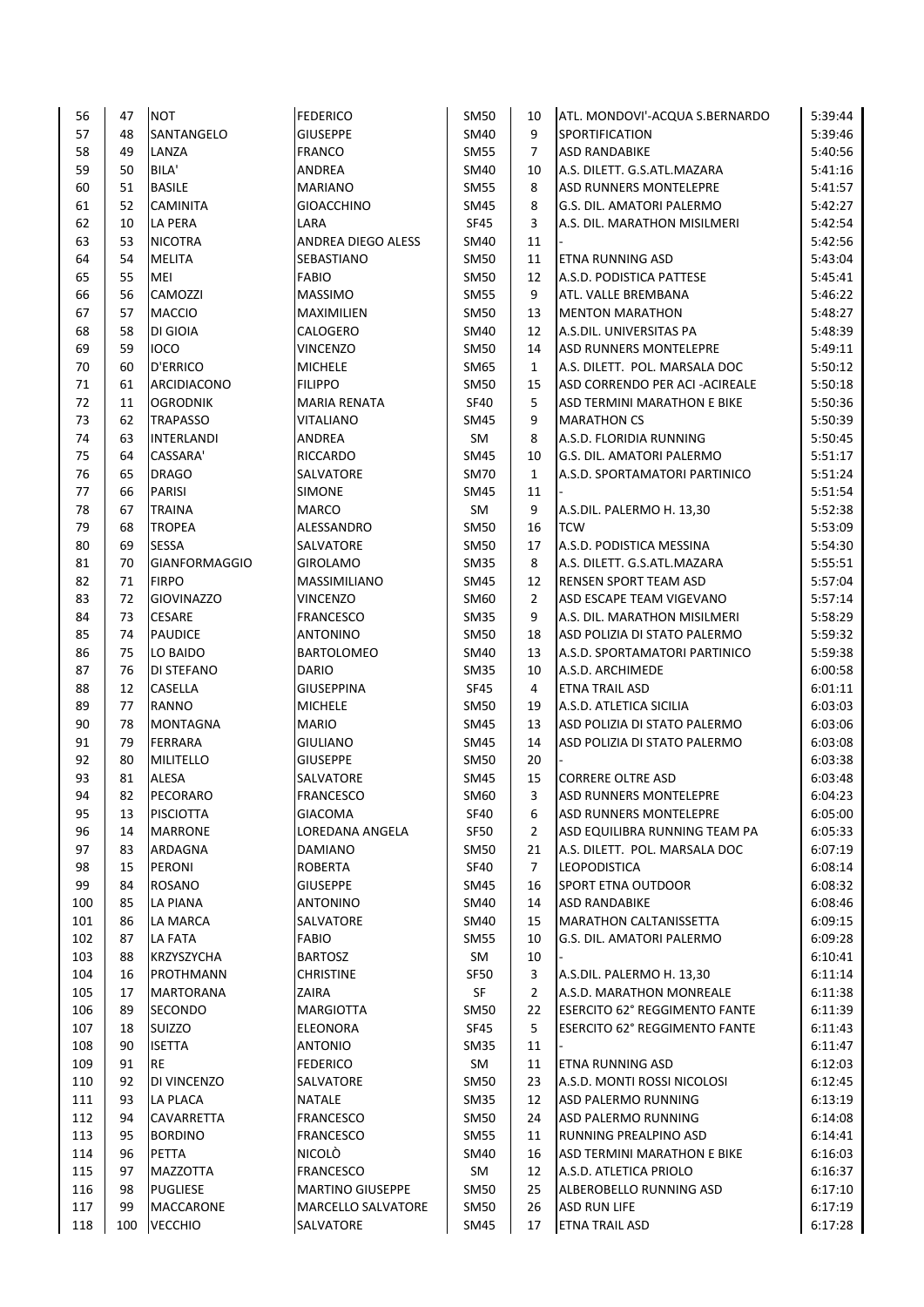| | | | | | | | |
|---|---|---|---|---|---|---|---|
| 56 | 47 | NOT | FEDERICO | SM50 | 10 | ATL. MONDOVI'-ACQUA S.BERNARDO | 5:39:44 |
| 57 | 48 | SANTANGELO | GIUSEPPE | SM40 | 9 | SPORTIFICATION | 5:39:46 |
| 58 | 49 | LANZA | FRANCO | SM55 | 7 | ASD RANDABIKE | 5:40:56 |
| 59 | 50 | BILA' | ANDREA | SM40 | 10 | A.S. DILETT. G.S.ATL.MAZARA | 5:41:16 |
| 60 | 51 | BASILE | MARIANO | SM55 | 8 | ASD RUNNERS MONTELEPRE | 5:41:57 |
| 61 | 52 | CAMINITA | GIOACCHINO | SM45 | 8 | G.S. DIL. AMATORI PALERMO | 5:42:27 |
| 62 | 10 | LA PERA | LARA | SF45 | 3 | A.S. DIL. MARATHON MISILMERI | 5:42:54 |
| 63 | 53 | NICOTRA | ANDREA DIEGO ALESS | SM40 | 11 | - | 5:42:56 |
| 64 | 54 | MELITA | SEBASTIANO | SM50 | 11 | ETNA RUNNING ASD | 5:43:04 |
| 65 | 55 | MEI | FABIO | SM50 | 12 | A.S.D. PODISTICA PATTESE | 5:45:41 |
| 66 | 56 | CAMOZZI | MASSIMO | SM55 | 9 | ATL. VALLE BREMBANA | 5:46:22 |
| 67 | 57 | MACCIO | MAXIMILIEN | SM50 | 13 | MENTON MARATHON | 5:48:27 |
| 68 | 58 | DI GIOIA | CALOGERO | SM40 | 12 | A.S.DIL. UNIVERSITAS PA | 5:48:39 |
| 69 | 59 | IOCO | VINCENZO | SM50 | 14 | ASD RUNNERS MONTELEPRE | 5:49:11 |
| 70 | 60 | D'ERRICO | MICHELE | SM65 | 1 | A.S. DILETT. POL. MARSALA DOC | 5:50:12 |
| 71 | 61 | ARCIDIACONO | FILIPPO | SM50 | 15 | ASD CORRENDO PER ACI -ACIREALE | 5:50:18 |
| 72 | 11 | OGRODNIK | MARIA RENATA | SF40 | 5 | ASD TERMINI MARATHON E BIKE | 5:50:36 |
| 73 | 62 | TRAPASSO | VITALIANO | SM45 | 9 | MARATHON CS | 5:50:39 |
| 74 | 63 | INTERLANDI | ANDREA | SM | 8 | A.S.D. FLORIDIA RUNNING | 5:50:45 |
| 75 | 64 | CASSARA' | RICCARDO | SM45 | 10 | G.S. DIL. AMATORI PALERMO | 5:51:17 |
| 76 | 65 | DRAGO | SALVATORE | SM70 | 1 | A.S.D. SPORTAMATORI PARTINICO | 5:51:24 |
| 77 | 66 | PARISI | SIMONE | SM45 | 11 | - | 5:51:54 |
| 78 | 67 | TRAINA | MARCO | SM | 9 | A.S.DIL. PALERMO H. 13,30 | 5:52:38 |
| 79 | 68 | TROPEA | ALESSANDRO | SM50 | 16 | TCW | 5:53:09 |
| 80 | 69 | SESSA | SALVATORE | SM50 | 17 | A.S.D. PODISTICA MESSINA | 5:54:30 |
| 81 | 70 | GIANFORMAGGIO | GIROLAMO | SM35 | 8 | A.S. DILETT. G.S.ATL.MAZARA | 5:55:51 |
| 82 | 71 | FIRPO | MASSIMILIANO | SM45 | 12 | RENSEN SPORT TEAM ASD | 5:57:04 |
| 83 | 72 | GIOVINAZZO | VINCENZO | SM60 | 2 | ASD ESCAPE TEAM VIGEVANO | 5:57:14 |
| 84 | 73 | CESARE | FRANCESCO | SM35 | 9 | A.S. DIL. MARATHON MISILMERI | 5:58:29 |
| 85 | 74 | PAUDICE | ANTONINO | SM50 | 18 | ASD POLIZIA DI STATO PALERMO | 5:59:32 |
| 86 | 75 | LO BAIDO | BARTOLOMEO | SM40 | 13 | A.S.D. SPORTAMATORI PARTINICO | 5:59:38 |
| 87 | 76 | DI STEFANO | DARIO | SM35 | 10 | A.S.D. ARCHIMEDE | 6:00:58 |
| 88 | 12 | CASELLA | GIUSEPPINA | SF45 | 4 | ETNA TRAIL ASD | 6:01:11 |
| 89 | 77 | RANNO | MICHELE | SM50 | 19 | A.S.D. ATLETICA SICILIA | 6:03:03 |
| 90 | 78 | MONTAGNA | MARIO | SM45 | 13 | ASD POLIZIA DI STATO PALERMO | 6:03:06 |
| 91 | 79 | FERRARA | GIULIANO | SM45 | 14 | ASD POLIZIA DI STATO PALERMO | 6:03:08 |
| 92 | 80 | MILITELLO | GIUSEPPE | SM50 | 20 | - | 6:03:38 |
| 93 | 81 | ALESA | SALVATORE | SM45 | 15 | CORRERE OLTRE ASD | 6:03:48 |
| 94 | 82 | PECORARO | FRANCESCO | SM60 | 3 | ASD RUNNERS MONTELEPRE | 6:04:23 |
| 95 | 13 | PISCIOTTA | GIACOMA | SF40 | 6 | ASD RUNNERS MONTELEPRE | 6:05:00 |
| 96 | 14 | MARRONE | LOREDANA ANGELA | SF50 | 2 | ASD EQUILIBRA RUNNING TEAM PA | 6:05:33 |
| 97 | 83 | ARDAGNA | DAMIANO | SM50 | 21 | A.S. DILETT. POL. MARSALA DOC | 6:07:19 |
| 98 | 15 | PERONI | ROBERTA | SF40 | 7 | LEOPODISTICA | 6:08:14 |
| 99 | 84 | ROSANO | GIUSEPPE | SM45 | 16 | SPORT ETNA OUTDOOR | 6:08:32 |
| 100 | 85 | LA PIANA | ANTONINO | SM40 | 14 | ASD RANDABIKE | 6:08:46 |
| 101 | 86 | LA MARCA | SALVATORE | SM40 | 15 | MARATHON CALTANISSETTA | 6:09:15 |
| 102 | 87 | LA FATA | FABIO | SM55 | 10 | G.S. DIL. AMATORI PALERMO | 6:09:28 |
| 103 | 88 | KRZYSZYCHA | BARTOSZ | SM | 10 | - | 6:10:41 |
| 104 | 16 | PROTHMANN | CHRISTINE | SF50 | 3 | A.S.DIL. PALERMO H. 13,30 | 6:11:14 |
| 105 | 17 | MARTORANA | ZAIRA | SF | 2 | A.S.D. MARATHON MONREALE | 6:11:38 |
| 106 | 89 | SECONDO | MARGIOTTA | SM50 | 22 | ESERCITO 62° REGGIMENTO FANTE | 6:11:39 |
| 107 | 18 | SUIZZO | ELEONORA | SF45 | 5 | ESERCITO 62° REGGIMENTO FANTE | 6:11:43 |
| 108 | 90 | ISETTA | ANTONIO | SM35 | 11 | - | 6:11:47 |
| 109 | 91 | RE | FEDERICO | SM | 11 | ETNA RUNNING ASD | 6:12:03 |
| 110 | 92 | DI VINCENZO | SALVATORE | SM50 | 23 | A.S.D. MONTI ROSSI NICOLOSI | 6:12:45 |
| 111 | 93 | LA PLACA | NATALE | SM35 | 12 | ASD PALERMO RUNNING | 6:13:19 |
| 112 | 94 | CAVARRETTA | FRANCESCO | SM50 | 24 | ASD PALERMO RUNNING | 6:14:08 |
| 113 | 95 | BORDINO | FRANCESCO | SM55 | 11 | RUNNING PREALPINO ASD | 6:14:41 |
| 114 | 96 | PETTA | NICOLÒ | SM40 | 16 | ASD TERMINI MARATHON E BIKE | 6:16:03 |
| 115 | 97 | MAZZOTTA | FRANCESCO | SM | 12 | A.S.D. ATLETICA PRIOLO | 6:16:37 |
| 116 | 98 | PUGLIESE | MARTINO GIUSEPPE | SM50 | 25 | ALBEROBELLO RUNNING ASD | 6:17:10 |
| 117 | 99 | MACCARONE | MARCELLO SALVATORE | SM50 | 26 | ASD RUN LIFE | 6:17:19 |
| 118 | 100 | VECCHIO | SALVATORE | SM45 | 17 | ETNA TRAIL ASD | 6:17:28 |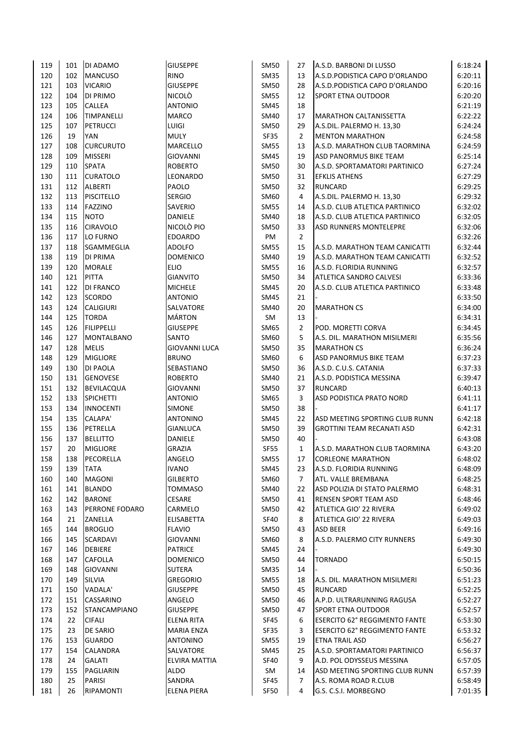| | | | | | | | |
|---|---|---|---|---|---|---|---|
| 119 | 101 | DI ADAMO | GIUSEPPE | SM50 | 27 | A.S.D. BARBONI DI LUSSO | 6:18:24 |
| 120 | 102 | MANCUSO | RINO | SM35 | 13 | A.S.D.PODISTICA CAPO D'ORLANDO | 6:20:11 |
| 121 | 103 | VICARIO | GIUSEPPE | SM50 | 28 | A.S.D.PODISTICA CAPO D'ORLANDO | 6:20:16 |
| 122 | 104 | DI PRIMO | NICOLÒ | SM55 | 12 | SPORT ETNA OUTDOOR | 6:20:20 |
| 123 | 105 | CALLEA | ANTONIO | SM45 | 18 | | 6:21:19 |
| 124 | 106 | TIMPANELLI | MARCO | SM40 | 17 | MARATHON CALTANISSETTA | 6:22:22 |
| 125 | 107 | PETRUCCI | LUIGI | SM50 | 29 | A.S.DIL. PALERMO H. 13,30 | 6:24:24 |
| 126 | 19 | YAN | MULY | SF35 | 2 | MENTON MARATHON | 6:24:58 |
| 127 | 108 | CURCURUTO | MARCELLO | SM55 | 13 | A.S.D. MARATHON CLUB TAORMINA | 6:24:59 |
| 128 | 109 | MISSERI | GIOVANNI | SM45 | 19 | ASD PANORMUS BIKE TEAM | 6:25:14 |
| 129 | 110 | SPATA | ROBERTO | SM50 | 30 | A.S.D. SPORTAMATORI PARTINICO | 6:27:24 |
| 130 | 111 | CURATOLO | LEONARDO | SM50 | 31 | EFKLIS ATHENS | 6:27:29 |
| 131 | 112 | ALBERTI | PAOLO | SM50 | 32 | RUNCARD | 6:29:25 |
| 132 | 113 | PISCITELLO | SERGIO | SM60 | 4 | A.S.DIL. PALERMO H. 13,30 | 6:29:32 |
| 133 | 114 | FAZZINO | SAVERIO | SM55 | 14 | A.S.D. CLUB ATLETICA PARTINICO | 6:32:02 |
| 134 | 115 | NOTO | DANIELE | SM40 | 18 | A.S.D. CLUB ATLETICA PARTINICO | 6:32:05 |
| 135 | 116 | CIRAVOLO | NICOLÒ PIO | SM50 | 33 | ASD RUNNERS MONTELEPRE | 6:32:06 |
| 136 | 117 | LO FURNO | EDOARDO | PM | 2 | | 6:32:26 |
| 137 | 118 | SGAMMEGLIA | ADOLFO | SM55 | 15 | A.S.D. MARATHON TEAM CANICATTI | 6:32:44 |
| 138 | 119 | DI PRIMA | DOMENICO | SM40 | 19 | A.S.D. MARATHON TEAM CANICATTI | 6:32:52 |
| 139 | 120 | MORALE | ELIO | SM55 | 16 | A.S.D. FLORIDIA RUNNING | 6:32:57 |
| 140 | 121 | PITTA | GIANVITO | SM50 | 34 | ATLETICA SANDRO CALVESI | 6:33:36 |
| 141 | 122 | DI FRANCO | MICHELE | SM45 | 20 | A.S.D. CLUB ATLETICA PARTINICO | 6:33:48 |
| 142 | 123 | SCORDO | ANTONIO | SM45 | 21 | - | 6:33:50 |
| 143 | 124 | CALIGIURI | SALVATORE | SM40 | 20 | MARATHON CS | 6:34:00 |
| 144 | 125 | TORDA | MÁRTON | SM | 13 | - | 6:34:31 |
| 145 | 126 | FILIPPELLI | GIUSEPPE | SM65 | 2 | POD. MORETTI CORVA | 6:34:45 |
| 146 | 127 | MONTALBANO | SANTO | SM60 | 5 | A.S. DIL. MARATHON MISILMERI | 6:35:56 |
| 147 | 128 | MELIS | GIOVANNI LUCA | SM50 | 35 | MARATHON CS | 6:36:24 |
| 148 | 129 | MIGLIORE | BRUNO | SM60 | 6 | ASD PANORMUS BIKE TEAM | 6:37:23 |
| 149 | 130 | DI PAOLA | SEBASTIANO | SM50 | 36 | A.S.D. C.U.S. CATANIA | 6:37:33 |
| 150 | 131 | GENOVESE | ROBERTO | SM40 | 21 | A.S.D. PODISTICA MESSINA | 6:39:47 |
| 151 | 132 | BEVILACQUA | GIOVANNI | SM50 | 37 | RUNCARD | 6:40:13 |
| 152 | 133 | SPICHETTI | ANTONIO | SM65 | 3 | ASD PODISTICA PRATO NORD | 6:41:11 |
| 153 | 134 | INNOCENTI | SIMONE | SM50 | 38 | - | 6:41:17 |
| 154 | 135 | CALAPA' | ANTONINO | SM45 | 22 | ASD MEETING SPORTING CLUB RUNN | 6:42:18 |
| 155 | 136 | PETRELLA | GIANLUCA | SM50 | 39 | GROTTINI TEAM RECANATI ASD | 6:42:31 |
| 156 | 137 | BELLITTO | DANIELE | SM50 | 40 | - | 6:43:08 |
| 157 | 20 | MIGLIORE | GRAZIA | SF55 | 1 | A.S.D. MARATHON CLUB TAORMINA | 6:43:20 |
| 158 | 138 | PECORELLA | ANGELO | SM55 | 17 | CORLEONE MARATHON | 6:48:02 |
| 159 | 139 | TATA | IVANO | SM45 | 23 | A.S.D. FLORIDIA RUNNING | 6:48:09 |
| 160 | 140 | MAGONI | GILBERTO | SM60 | 7 | ATL. VALLE BREMBANA | 6:48:25 |
| 161 | 141 | BLANDO | TOMMASO | SM40 | 22 | ASD POLIZIA DI STATO PALERMO | 6:48:31 |
| 162 | 142 | BARONE | CESARE | SM50 | 41 | RENSEN SPORT TEAM ASD | 6:48:46 |
| 163 | 143 | PERRONE FODARO | CARMELO | SM50 | 42 | ATLETICA GIO' 22 RIVERA | 6:49:02 |
| 164 | 21 | ZANELLA | ELISABETTA | SF40 | 8 | ATLETICA GIO' 22 RIVERA | 6:49:03 |
| 165 | 144 | BROGLIO | FLAVIO | SM50 | 43 | ASD BEER | 6:49:16 |
| 166 | 145 | SCARDAVI | GIOVANNI | SM60 | 8 | A.S.D. PALERMO CITY RUNNERS | 6:49:30 |
| 167 | 146 | DEBIERE | PATRICE | SM45 | 24 | - | 6:49:30 |
| 168 | 147 | CAFOLLA | DOMENICO | SM50 | 44 | TORNADO | 6:50:15 |
| 169 | 148 | GIOVANNI | SUTERA | SM35 | 14 | - | 6:50:36 |
| 170 | 149 | SILVIA | GREGORIO | SM55 | 18 | A.S. DIL. MARATHON MISILMERI | 6:51:23 |
| 171 | 150 | VADALA' | GIUSEPPE | SM50 | 45 | RUNCARD | 6:52:25 |
| 172 | 151 | CASSARINO | ANGELO | SM50 | 46 | A.P.D. ULTRARUNNING RAGUSA | 6:52:27 |
| 173 | 152 | STANCAMPIANO | GIUSEPPE | SM50 | 47 | SPORT ETNA OUTDOOR | 6:52:57 |
| 174 | 22 | CIFALI | ELENA RITA | SF45 | 6 | ESERCITO 62° REGGIMENTO FANTE | 6:53:30 |
| 175 | 23 | DE SARIO | MARIA ENZA | SF35 | 3 | ESERCITO 62° REGGIMENTO FANTE | 6:53:32 |
| 176 | 153 | GUARDO | ANTONINO | SM55 | 19 | ETNA TRAIL ASD | 6:56:27 |
| 177 | 154 | CALANDRA | SALVATORE | SM45 | 25 | A.S.D. SPORTAMATORI PARTINICO | 6:56:37 |
| 178 | 24 | GALATI | ELVIRA MATTIA | SF40 | 9 | A.D. POL ODYSSEUS MESSINA | 6:57:05 |
| 179 | 155 | PAGLIARIN | ALDO | SM | 14 | ASD MEETING SPORTING CLUB RUNN | 6:57:39 |
| 180 | 25 | PARISI | SANDRA | SF45 | 7 | A.S. ROMA ROAD R.CLUB | 6:58:49 |
| 181 | 26 | RIPAMONTI | ELENA PIERA | SF50 | 4 | G.S. C.S.I. MORBEGNO | 7:01:35 |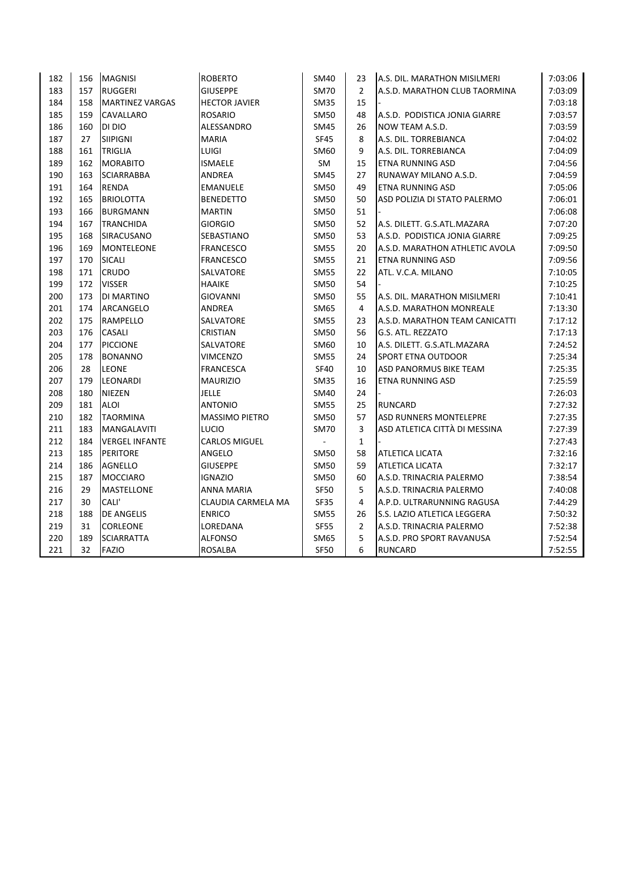| | | | | | | | |
|---|---|---|---|---|---|---|---|
| 182 | 156 | MAGNISI | ROBERTO | SM40 | 23 | A.S. DIL. MARATHON MISILMERI | 7:03:06 |
| 183 | 157 | RUGGERI | GIUSEPPE | SM70 | 2 | A.S.D. MARATHON CLUB TAORMINA | 7:03:09 |
| 184 | 158 | MARTINEZ VARGAS | HECTOR JAVIER | SM35 | 15 | - | 7:03:18 |
| 185 | 159 | CAVALLARO | ROSARIO | SM50 | 48 | A.S.D. PODISTICA JONIA GIARRE | 7:03:57 |
| 186 | 160 | DI DIO | ALESSANDRO | SM45 | 26 | NOW TEAM A.S.D. | 7:03:59 |
| 187 | 27 | SIIPIGNI | MARIA | SF45 | 8 | A.S. DIL. TORREBIANCA | 7:04:02 |
| 188 | 161 | TRIGLIA | LUIGI | SM60 | 9 | A.S. DIL. TORREBIANCA | 7:04:09 |
| 189 | 162 | MORABITO | ISMAELE | SM | 15 | ETNA RUNNING ASD | 7:04:56 |
| 190 | 163 | SCIARRABBA | ANDREA | SM45 | 27 | RUNAWAY MILANO A.S.D. | 7:04:59 |
| 191 | 164 | RENDA | EMANUELE | SM50 | 49 | ETNA RUNNING ASD | 7:05:06 |
| 192 | 165 | BRIOLOTTA | BENEDETTO | SM50 | 50 | ASD POLIZIA DI STATO PALERMO | 7:06:01 |
| 193 | 166 | BURGMANN | MARTIN | SM50 | 51 | - | 7:06:08 |
| 194 | 167 | TRANCHIDA | GIORGIO | SM50 | 52 | A.S. DILETT. G.S.ATL.MAZARA | 7:07:20 |
| 195 | 168 | SIRACUSANO | SEBASTIANO | SM50 | 53 | A.S.D. PODISTICA JONIA GIARRE | 7:09:25 |
| 196 | 169 | MONTELEONE | FRANCESCO | SM55 | 20 | A.S.D. MARATHON ATHLETIC AVOLA | 7:09:50 |
| 197 | 170 | SICALI | FRANCESCO | SM55 | 21 | ETNA RUNNING ASD | 7:09:56 |
| 198 | 171 | CRUDO | SALVATORE | SM55 | 22 | ATL. V.C.A. MILANO | 7:10:05 |
| 199 | 172 | VISSER | HAAIKE | SM50 | 54 | - | 7:10:25 |
| 200 | 173 | DI MARTINO | GIOVANNI | SM50 | 55 | A.S. DIL. MARATHON MISILMERI | 7:10:41 |
| 201 | 174 | ARCANGELO | ANDREA | SM65 | 4 | A.S.D. MARATHON MONREALE | 7:13:30 |
| 202 | 175 | RAMPELLO | SALVATORE | SM55 | 23 | A.S.D. MARATHON TEAM CANICATTI | 7:17:12 |
| 203 | 176 | CASALI | CRISTIAN | SM50 | 56 | G.S. ATL. REZZATO | 7:17:13 |
| 204 | 177 | PICCIONE | SALVATORE | SM60 | 10 | A.S. DILETT. G.S.ATL.MAZARA | 7:24:52 |
| 205 | 178 | BONANNO | VIMCENZO | SM55 | 24 | SPORT ETNA OUTDOOR | 7:25:34 |
| 206 | 28 | LEONE | FRANCESCA | SF40 | 10 | ASD PANORMUS BIKE TEAM | 7:25:35 |
| 207 | 179 | LEONARDI | MAURIZIO | SM35 | 16 | ETNA RUNNING ASD | 7:25:59 |
| 208 | 180 | NIEZEN | JELLE | SM40 | 24 | - | 7:26:03 |
| 209 | 181 | ALOI | ANTONIO | SM55 | 25 | RUNCARD | 7:27:32 |
| 210 | 182 | TAORMINA | MASSIMO PIETRO | SM50 | 57 | ASD RUNNERS MONTELEPRE | 7:27:35 |
| 211 | 183 | MANGALAVITI | LUCIO | SM70 | 3 | ASD ATLETICA CITTÀ DI MESSINA | 7:27:39 |
| 212 | 184 | VERGEL INFANTE | CARLOS MIGUEL | - | 1 | - | 7:27:43 |
| 213 | 185 | PERITORE | ANGELO | SM50 | 58 | ATLETICA LICATA | 7:32:16 |
| 214 | 186 | AGNELLO | GIUSEPPE | SM50 | 59 | ATLETICA LICATA | 7:32:17 |
| 215 | 187 | MOCCIARO | IGNAZIO | SM50 | 60 | A.S.D. TRINACRIA PALERMO | 7:38:54 |
| 216 | 29 | MASTELLONE | ANNA MARIA | SF50 | 5 | A.S.D. TRINACRIA PALERMO | 7:40:08 |
| 217 | 30 | CALI' | CLAUDIA CARMELA MA | SF35 | 4 | A.P.D. ULTRARUNNING RAGUSA | 7:44:29 |
| 218 | 188 | DE ANGELIS | ENRICO | SM55 | 26 | S.S. LAZIO ATLETICA LEGGERA | 7:50:32 |
| 219 | 31 | CORLEONE | LOREDANA | SF55 | 2 | A.S.D. TRINACRIA PALERMO | 7:52:38 |
| 220 | 189 | SCIARRATTA | ALFONSO | SM65 | 5 | A.S.D. PRO SPORT RAVANUSA | 7:52:54 |
| 221 | 32 | FAZIO | ROSALBA | SF50 | 6 | RUNCARD | 7:52:55 |